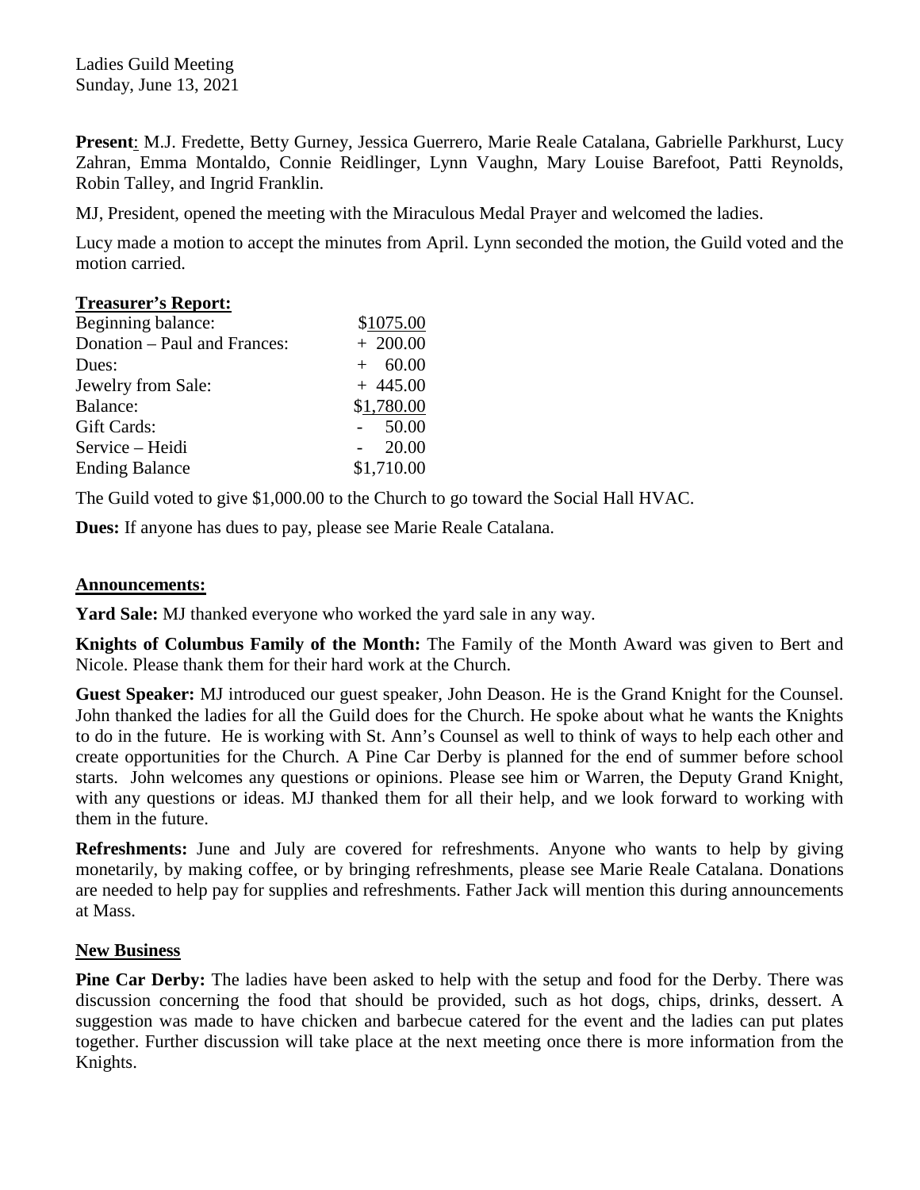Ladies Guild Meeting
Sunday, June 13, 2021

**Present**: M.J. Fredette, Betty Gurney, Jessica Guerrero, Marie Reale Catalana, Gabrielle Parkhurst, Lucy Zahran, Emma Montaldo, Connie Reidlinger, Lynn Vaughn, Mary Louise Barefoot, Patti Reynolds, Robin Talley, and Ingrid Franklin.

MJ, President, opened the meeting with the Miraculous Medal Prayer and welcomed the ladies.

Lucy made a motion to accept the minutes from April. Lynn seconded the motion, the Guild voted and the motion carried.

**Treasurer's Report:**

| | |
|---|---|
| Beginning balance: | \$1075.00 |
| Donation – Paul and Frances: | + 200.00 |
| Dues: | + 60.00 |
| Jewelry from Sale: | + 445.00 |
| Balance: | \$1,780.00 |
| Gift Cards: | - 50.00 |
| Service – Heidi | - 20.00 |
| Ending Balance | \$1,710.00 |

The Guild voted to give \$1,000.00 to the Church to go toward the Social Hall HVAC.

**Dues:** If anyone has dues to pay, please see Marie Reale Catalana.

**Announcements:**

**Yard Sale:** MJ thanked everyone who worked the yard sale in any way.

**Knights of Columbus Family of the Month:** The Family of the Month Award was given to Bert and Nicole. Please thank them for their hard work at the Church.

**Guest Speaker:** MJ introduced our guest speaker, John Deason. He is the Grand Knight for the Counsel. John thanked the ladies for all the Guild does for the Church. He spoke about what he wants the Knights to do in the future. He is working with St. Ann's Counsel as well to think of ways to help each other and create opportunities for the Church. A Pine Car Derby is planned for the end of summer before school starts. John welcomes any questions or opinions. Please see him or Warren, the Deputy Grand Knight, with any questions or ideas. MJ thanked them for all their help, and we look forward to working with them in the future.

**Refreshments:** June and July are covered for refreshments. Anyone who wants to help by giving monetarily, by making coffee, or by bringing refreshments, please see Marie Reale Catalana. Donations are needed to help pay for supplies and refreshments. Father Jack will mention this during announcements at Mass.

**New Business**

**Pine Car Derby:** The ladies have been asked to help with the setup and food for the Derby. There was discussion concerning the food that should be provided, such as hot dogs, chips, drinks, dessert. A suggestion was made to have chicken and barbecue catered for the event and the ladies can put plates together. Further discussion will take place at the next meeting once there is more information from the Knights.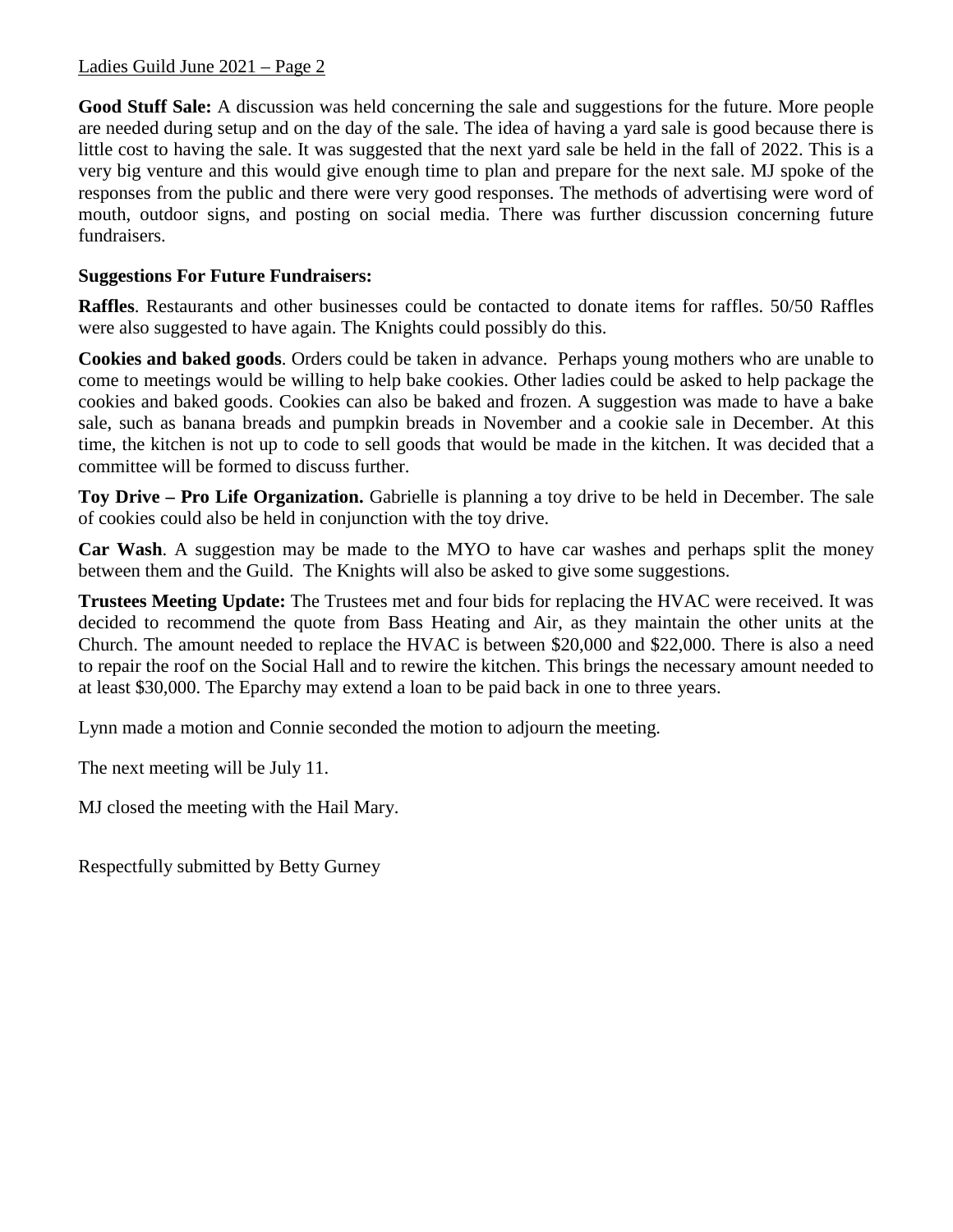**Good Stuff Sale:** A discussion was held concerning the sale and suggestions for the future. More people are needed during setup and on the day of the sale. The idea of having a yard sale is good because there is little cost to having the sale. It was suggested that the next yard sale be held in the fall of 2022. This is a very big venture and this would give enough time to plan and prepare for the next sale. MJ spoke of the responses from the public and there were very good responses. The methods of advertising were word of mouth, outdoor signs, and posting on social media. There was further discussion concerning future fundraisers.

**Suggestions For Future Fundraisers:**

**Raffles**. Restaurants and other businesses could be contacted to donate items for raffles. 50/50 Raffles were also suggested to have again. The Knights could possibly do this.

**Cookies and baked goods**. Orders could be taken in advance. Perhaps young mothers who are unable to come to meetings would be willing to help bake cookies. Other ladies could be asked to help package the cookies and baked goods. Cookies can also be baked and frozen. A suggestion was made to have a bake sale, such as banana breads and pumpkin breads in November and a cookie sale in December. At this time, the kitchen is not up to code to sell goods that would be made in the kitchen. It was decided that a committee will be formed to discuss further.

**Toy Drive – Pro Life Organization.** Gabrielle is planning a toy drive to be held in December. The sale of cookies could also be held in conjunction with the toy drive.

**Car Wash**. A suggestion may be made to the MYO to have car washes and perhaps split the money between them and the Guild. The Knights will also be asked to give some suggestions.

**Trustees Meeting Update:** The Trustees met and four bids for replacing the HVAC were received. It was decided to recommend the quote from Bass Heating and Air, as they maintain the other units at the Church. The amount needed to replace the HVAC is between $20,000 and $22,000. There is also a need to repair the roof on the Social Hall and to rewire the kitchen. This brings the necessary amount needed to at least $30,000. The Eparchy may extend a loan to be paid back in one to three years.

Lynn made a motion and Connie seconded the motion to adjourn the meeting.

The next meeting will be July 11.

MJ closed the meeting with the Hail Mary.

Respectfully submitted by Betty Gurney